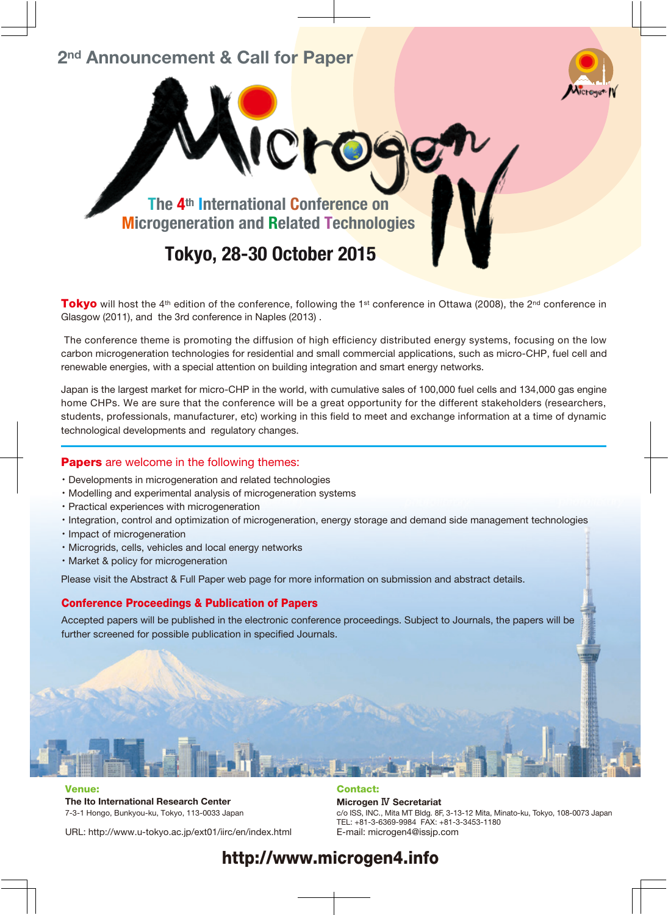## 2nd Announcement & Call for Paper

# Microgen IV

## The 4th International Conference on Microgeneration and Related Technologies

## Tokyo, 28-30 October 2015

**Tokyo** will host the 4th edition of the conference, following the 1st conference in Ottawa (2008), the 2nd conference in Glasgow (2011), and the 3rd conference in Naples (2013) .

The conference theme is promoting the diffusion of high efficiency distributed energy systems, focusing on the low carbon microgeneration technologies for residential and small commercial applications, such as micro-CHP, fuel cell and renewable energies, with a special attention on building integration and smart energy networks.

Japan is the largest market for micro-CHP in the world, with cumulative sales of 100,000 fuel cells and 134,000 gas engine home CHPs. We are sure that the conference will be a great opportunity for the different stakeholders (researchers, students, professionals, manufacturer, etc) working in this field to meet and exchange information at a time of dynamic technological developments and regulatory changes.

### **Papers** are welcome in the following themes:

- Developments in microgeneration and related technologies
- Modelling and experimental analysis of microgeneration systems
- Practical experiences with microgeneration
- Integration, control and optimization of microgeneration, energy storage and demand side management technologies
- Impact of microgeneration
- Microgrids, cells, vehicles and local energy networks
- Market & policy for microgeneration

Please visit the Abstract & Full Paper web page for more information on submission and abstract details.

### Conference Proceedings & Publication of Papers

Accepted papers will be published in the electronic conference proceedings. Subject to Journals, the papers will be further screened for possible publication in specified Journals.

**Venue:**

**The Ito International Research Center**
7-3-1 Hongo, Bunkyou-ku, Tokyo, 113-0033 Japan

URL: http://www.u-tokyo.ac.jp/ext01/iirc/en/index.html

**Contact:**

**Microgen Ⅳ Secretariat**
c/o ISS, INC., Mita MT Bldg. 8F, 3-13-12 Mita, Minato-ku, Tokyo, 108-0073 Japan
TEL: +81-3-6369-9984 FAX: +81-3-3453-1180
E-mail: microgen4@issjp.com

**http://www.microgen4.info**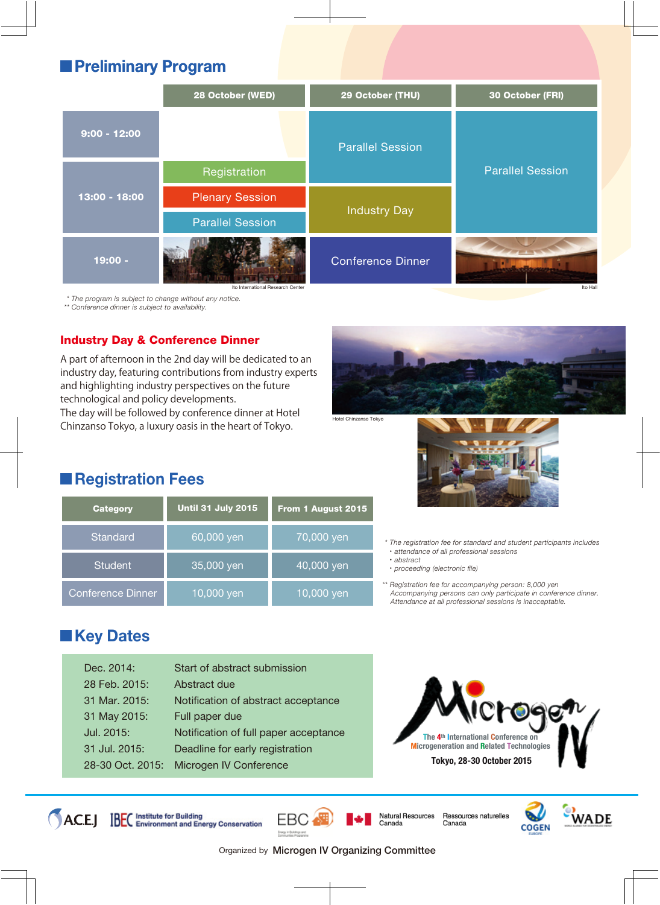## Preliminary Program

| | 28 October (WED) | 29 October (THU) | 30 October (FRI) |
|---|---|---|---|
| 9:00 - 12:00 | | Parallel Session | Parallel Session |
| 13:00 - 18:00 | Registration<br>Plenary Session<br>Parallel Session | Industry Day | |
| 19:00 - | Ito International Research Center | Conference Dinner | Ito Hall |

\* The program is subject to change without any notice.
\*\* Conference dinner is subject to availability.

### Industry Day & Conference Dinner

A part of afternoon in the 2nd day will be dedicated to an industry day, featuring contributions from industry experts and highlighting industry perspectives on the future technological and policy developments.
The day will be followed by conference dinner at Hotel Chinzanso Tokyo, a luxury oasis in the heart of Tokyo.

Hotel Chinzanso Tokyo

## Registration Fees

| Category | Until 31 July 2015 | From 1 August 2015 |
|---|---|---|
| Standard | 60,000 yen | 70,000 yen |
| Student | 35,000 yen | 40,000 yen |
| Conference Dinner | 10,000 yen | 10,000 yen |

\* The registration fee for standard and student participants includes
- attendance of all professional sessions
- abstract
- proceeding (electronic file)

\*\* Registration fee for accompanying person: 8,000 yen
Accompanying persons can only participate in conference dinner.
Attendance at all professional sessions is inacceptable.

## Key Dates

| | |
|---|---|
| Dec. 2014: | Start of abstract submission |
| 28 Feb. 2015: | Abstract due |
| 31 Mar. 2015: | Notification of abstract acceptance |
| 31 May 2015: | Full paper due |
| Jul. 2015: | Notification of full paper acceptance |
| 31 Jul. 2015: | Deadline for early registration |
| 28-30 Oct. 2015: | Microgen IV Conference |

Microgen IV
The 4th International Conference on Microgeneration and Related Technologies
Tokyo, 28-30 October 2015

ACEJ IBEC Institute for Building Environment and Energy Conservation EBC Natural Resources Canada Ressources naturelles Canada COGEN EUROPE WADE

Organized by Microgen IV Organizing Committee